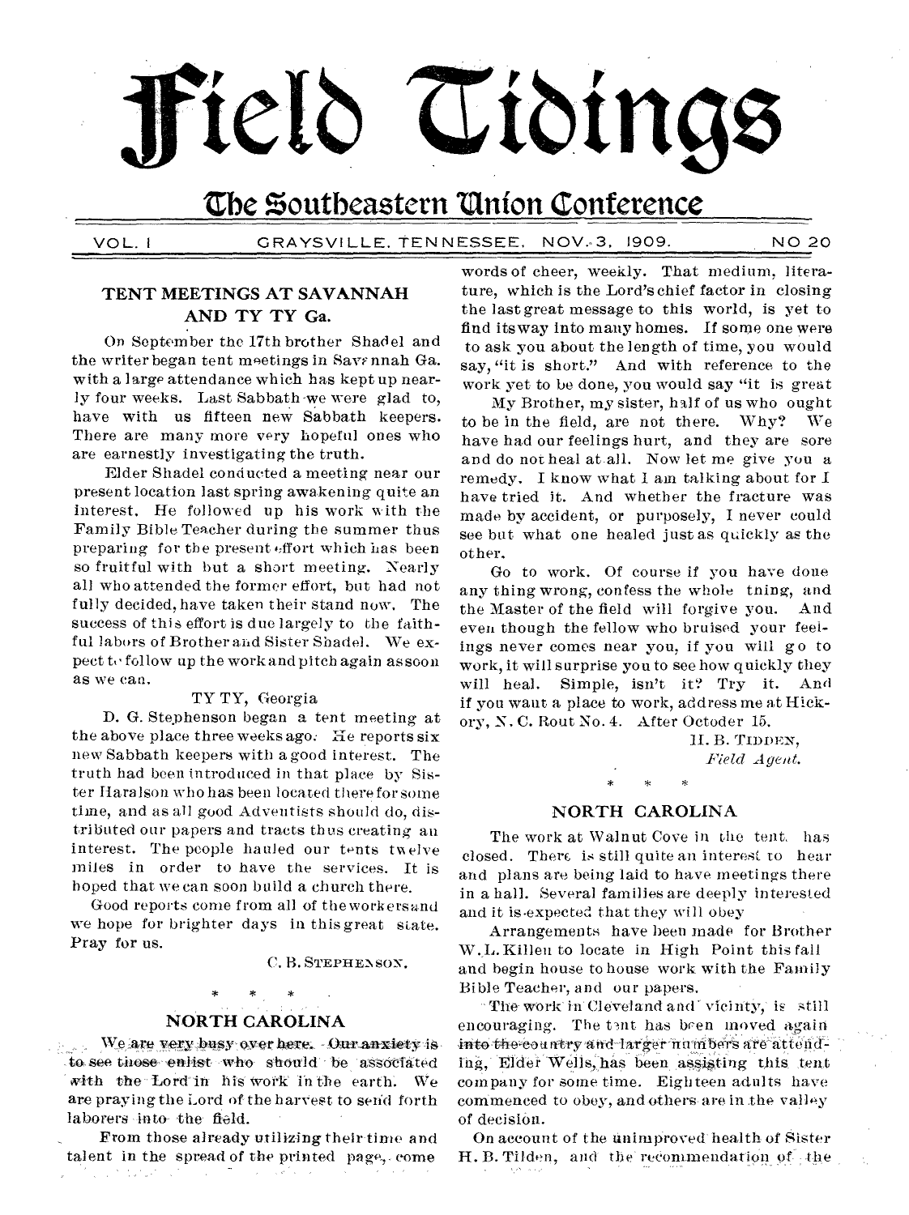# Field Tidings

## The Southeastern Union Conference

VOL. I GRAYSVILLE, TENNESSEE, NOV. 3, 1909. NO 20

### TENT MEETINGS AT SAVANNAH AND TY TY Ga.

On September the 17th brother Shadel and the writer began tent meetings in Savannah Ga. with a large attendance which has kept up nearly four weeks. Last Sabbath we were glad to, have with us fifteen new Sabbath keepers. There are many more very hopeful ones who are earnestly investigating the truth.

Elder Shadel conducted a meeting near our present location last spring awakening quite an interest. He followed up his work with the Family Bible Teacher during the summer thus preparing for the present effort which has been so fruitful with but a short meeting. Nearly all who attended the former effort, but had not fully decided, have taken their stand now. The success of this effort is due largely to the faithful labors of Brother and Sister Shadel. We expect to follow up the work and pitch again as soon as we can.

TY TY, Georgia

D. G. Stephenson began a tent meeting at the above place three weeks ago. He reports six new Sabbath keepers with a good interest. The truth had been introduced in that place by Sister Haralson who has been located there for some time, and as all good Adventists should do, distributed our papers and tracts thus creating an interest. The people hauled our tents twelve miles in order to have the services. It is hoped that we can soon build a church there.

Good reports come from all of the workers and we hope for brighter days in this great state. Pray for us.

C. B. STEPHENSON.

\* \* \*

### NORTH CAROLINA

We are very busy over here. Our anxiety is to see those enlist who should be associated with the Lord in his work in the earth. We are praying the Lord of the harvest to send forth laborers into the field.

From those already utilizing their time and talent in the spread of the printed page, come words of cheer, weekly. That medium, literature, which is the Lord's chief factor in closing the last great message to this world, is yet to find its way into many homes. If some one were to ask you about the length of time, you would say, "it is short." And with reference to the work yet to be done, you would say "it is great

My Brother, my sister, half of us who ought to be in the field, are not there. Why? We have had our feelings hurt, and they are sore and do not heal at all. Now let me give you a remedy. I know what I am talking about for I have tried it. And whether the fracture was made by accident, or purposely, I never could see but what one healed just as quickly as the other.

Go to work. Of course if you have done any thing wrong, confess the whole tning, and the Master of the field will forgive you. And even though the fellow who bruised your feelings never comes near you, if you will go to work, it will surprise you to see how quickly they will heal. Simple, isn't it? Try it. And if you want a place to work, address me at Hickory, N. C. Rout No. 4. After Octoder 15.

H. B. TIDDEN,
*Field Agent.*

\* \* \*

### NORTH CAROLINA

The work at Walnut Cove in the tent has closed. There is still quite an interest to hear and plans are being laid to have meetings there in a hall. Several families are deeply interested and it is expected that they will obey

Arrangements have been made for Brother W. L. Killen to locate in High Point this fall and begin house to house work with the Family Bible Teacher, and our papers.

The work in Cleveland and vicinty, is still encouraging. The tent has been moved again into the country and larger numbers are attending, Elder Wells, has been assisting this tent company for some time. Eighteen adults have commenced to obey, and others are in the valley of decision.

On account of the unimproved health of Sister H. B. Tilden, and the recommendation of the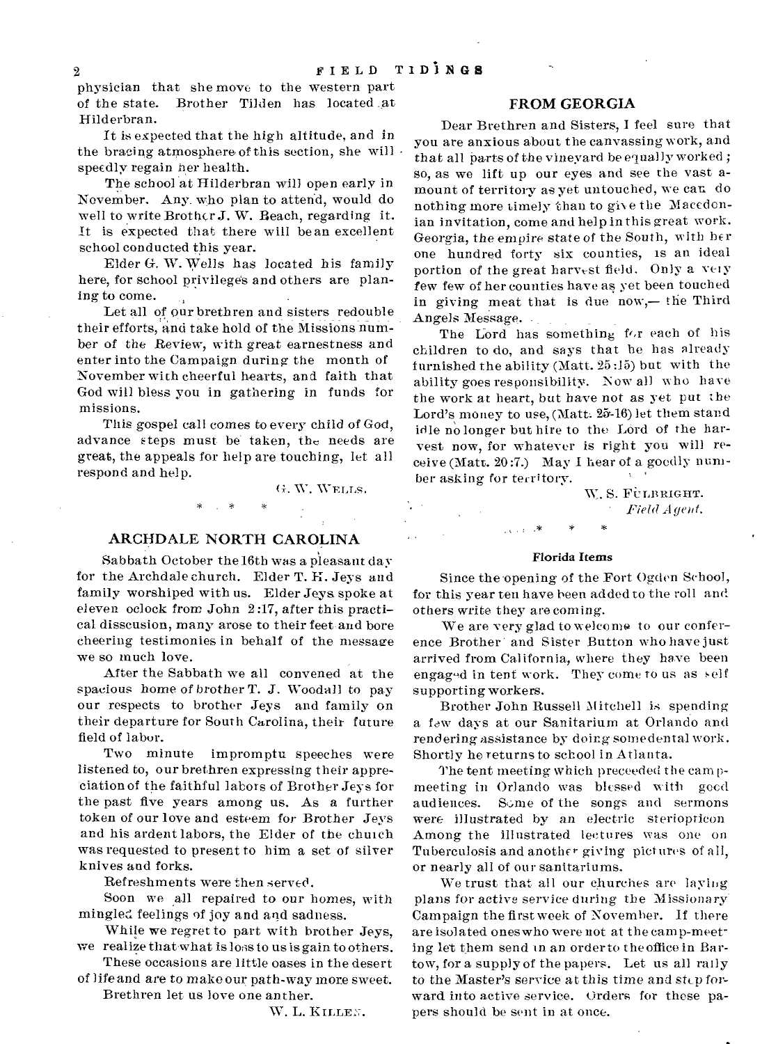physician that she move to the western part of the state. Brother Tilden has located at Hilderbran.

It is expected that the high altitude, and in the bracing atmosphere of this section, she will speedly regain her health.

The school at Hilderbran will open early in November. Any who plan to attend, would do well to write Brother J. W. Beach, regarding it. It is expected that there will be an excellent school conducted this year.

Elder G. W. Wells has located his family here, for school privileges and others are planing to come.

Let all of our brethren and sisters redouble their efforts, and take hold of the Missions number of the Review, with great earnestness and enter into the Campaign during the month of November with cheerful hearts, and faith that God will bless you in gathering in funds for missions.

This gospel call comes to every child of God, advance steps must be taken, the needs are great, the appeals for help are touching, let all respond and help.

G. W. WELLS.

\* \* \*

## ARCHDALE NORTH CAROLINA

Sabbath October the 16th was a pleasant day for the Archdale church. Elder T. H. Jeys and family worshiped with us. Elder Jeys spoke at eleven oclock from John 2:17, after this practical disscusion, many arose to their feet and bore cheering testimonies in behalf of the message we so much love.

After the Sabbath we all convened at the spacious home of brother T. J. Woodall to pay our respects to brother Jeys and family on their departure for South Carolina, their future field of labor.

Two minute impromptu speeches were listened to, our brethren expressing their appreciation of the faithful labors of Brother Jeys for the past five years among us. As a further token of our love and esteem for Brother Jeys and his ardent labors, the Elder of the church was requested to present to him a set of silver knives and forks.

Refreshments were then served.

Soon we all repaired to our homes, with mingled feelings of joy and and sadness.

While we regret to part with brother Jeys, we realize that what is loss to us is gain to others.

These occasions are little oases in the desert of life and are to make our path-way more sweet.

Brethren let us love one anther.

W. L. KILLEN.

## FROM GEORGIA

Dear Brethren and Sisters, I feel sure that you are anxious about the canvassing work, and that all parts of the vineyard be equally worked; so, as we lift up our eyes and see the vast amount of territory as yet untouched, we can do nothing more timely than to give the Macedonian invitation, come and help in this great work. Georgia, the empire state of the South, with her one hundred forty six counties, is an ideal portion of the great harvest field. Only a very few few of her counties have as yet been touched in giving meat that is due now,— the Third Angels Message.

The Lord has something for each of his children to do, and says that he has already furnished the ability (Matt. 25:15) but with the ability goes responsibility. Now all who have the work at heart, but have not as yet put the Lord's money to use, (Matt. 25-16) let them stand idle no longer but hire to the Lord of the harvest now, for whatever is right you will receive (Matt. 20:7.) May I hear of a goodly number asking for territory.

W. S. FULBRIGHT.
*Field Agent.*

\* \* \*

### Florida Items

Since the opening of the Fort Ogden School, for this year ten have been added to the roll and others write they are coming.

We are very glad to welcome to our conference Brother and Sister Button who have just arrived from California, where they have been engaged in tent work. They come to us as self supporting workers.

Brother John Russell Mitchell is spending a few days at our Sanitarium at Orlando and rendering assistance by doing some dental work. Shortly he returns to school in Atlanta.

The tent meeting which preceeded the campmeeting in Orlando was blessed with good audiences. Some of the songs and sermons were illustrated by an electric steriopticon Among the illustrated lectures was one on Tuberculosis and another giving pictures of all, or nearly all of our sanitariums.

We trust that all our churches are laying plans for active service during the Missionary Campaign the first week of November. If there are isolated ones who were not at the camp-meeting let them send in an order to the office in Bartow, for a supply of the papers. Let us all rally to the Master's service at this time and step forward into active service. Orders for these papers should be sent in at once.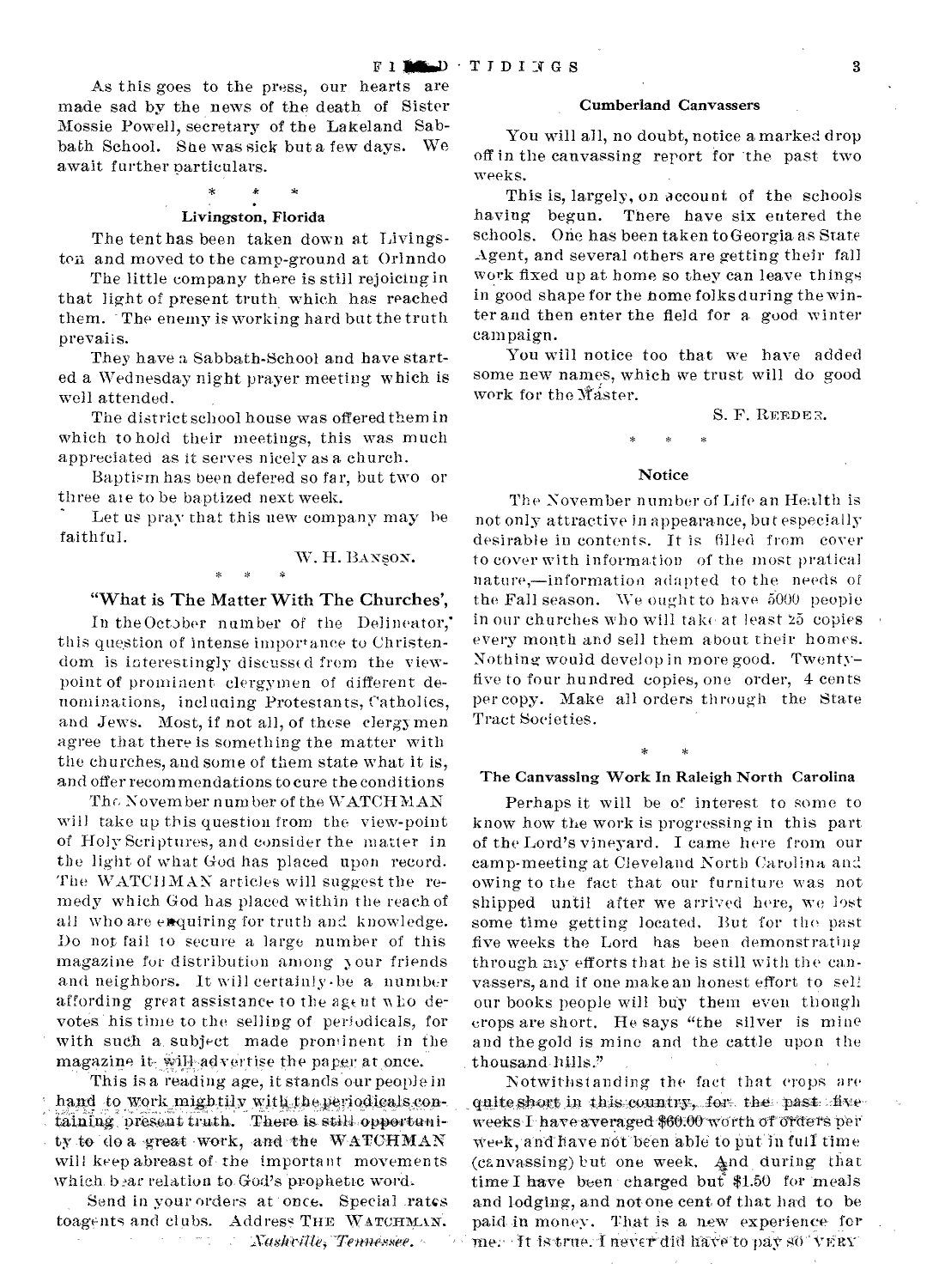As this goes to the press, our hearts are made sad by the news of the death of Sister Mossie Powell, secretary of the Lakeland Sabbath School. She was sick but a few days. We await further particulars.

\* \* \*

### Livingston, Florida

The tent has been taken down at Livingston and moved to the camp-ground at Orlando

The little company there is still rejoicing in that light of present truth which has reached them. The enemy is working hard but the truth prevails.

They have a Sabbath-School and have started a Wednesday night prayer meeting which is well attended.

The district school house was offered them in which to hold their meetings, this was much appreciated as it serves nicely as a church.

Baptism has been defered so far, but two or three are to be baptized next week.

Let us pray that this new company may be faithful.

W. H. BANSON.

\* \* \*

### "What is The Matter With The Churches',

In the October number of the Delineator, this question of intense importance to Christendom is interestingly discussed from the view-point of prominent clergymen of different denominations, including Protestants, Catholics, and Jews. Most, if not all, of these clergymen agree that there is something the matter with the churches, and some of them state what it is, and offer recommendations to cure the conditions

The November number of the WATCHMAN will take up this question from the view-point of Holy Scriptures, and consider the matter in the light of what God has placed upon record. The WATCHMAN articles will suggest the remedy which God has placed within the reach of all who are enquiring for truth and knowledge. Do not fail to secure a large number of this magazine for distribution among your friends and neighbors. It will certainly be a number affording great assistance to the agent who devotes his time to the selling of periodicals, for with such a subject made prominent in the magazine it will advertise the paper at once.

This is a reading age, it stands our people in hand to work mightily with the periodicals containing present truth. There is still opportunity to do a great work, and the WATCHMAN will keep abreast of the important movements which bear relation to God's prophetic word.

Send in your orders at once. Special rates to agents and clubs. Address THE WATCHMAN. *Nashville, Tennessee.*

### Cumberland Canvassers

You will all, no doubt, notice a marked drop off in the canvassing report for the past two weeks.

This is, largely, on account of the schools having begun. There have six entered the schools. One has been taken to Georgia as State Agent, and several others are getting their fall work fixed up at home so they can leave things in good shape for the home folks during the winter and then enter the field for a good winter campaign.

You will notice too that we have added some new names, which we trust will do good work for the Master.

S. F. REEDER.

\* \* \*

### Notice

The November number of Life an Health is not only attractive in appearance, but especially desirable in contents. It is filled from cover to cover with information of the most pratical nature,—information adapted to the needs of the Fall season. We ought to have 5000 people in our churches who will take at least 25 copies every month and sell them about their homes. Nothing would develop in more good. Twenty-five to four hundred copies, one order, 4 cents per copy. Make all orders through the State Tract Societies.

\* \*

### The Canvassing Work In Raleigh North Carolina

Perhaps it will be of interest to some to know how the work is progressing in this part of the Lord's vineyard. I came here from our camp-meeting at Cleveland North Carolina and owing to the fact that our furniture was not shipped until after we arrived here, we lost some time getting located. But for the past five weeks the Lord has been demonstrating through my efforts that he is still with the canvassers, and if one make an honest effort to sell our books people will buy them even though crops are short. He says "the silver is mine and the gold is mine and the cattle upon the thousand hills."

Notwithstanding the fact that crops are quite short in this country, for the past five weeks I have averaged \$60.00 worth of orders per week, and have not been able to put in full time (canvassing) but one week. And during that time I have been charged but \$1.50 for meals and lodging, and not one cent of that had to be paid in money. That is a new experience for me. It is true. I never did have to pay so VERY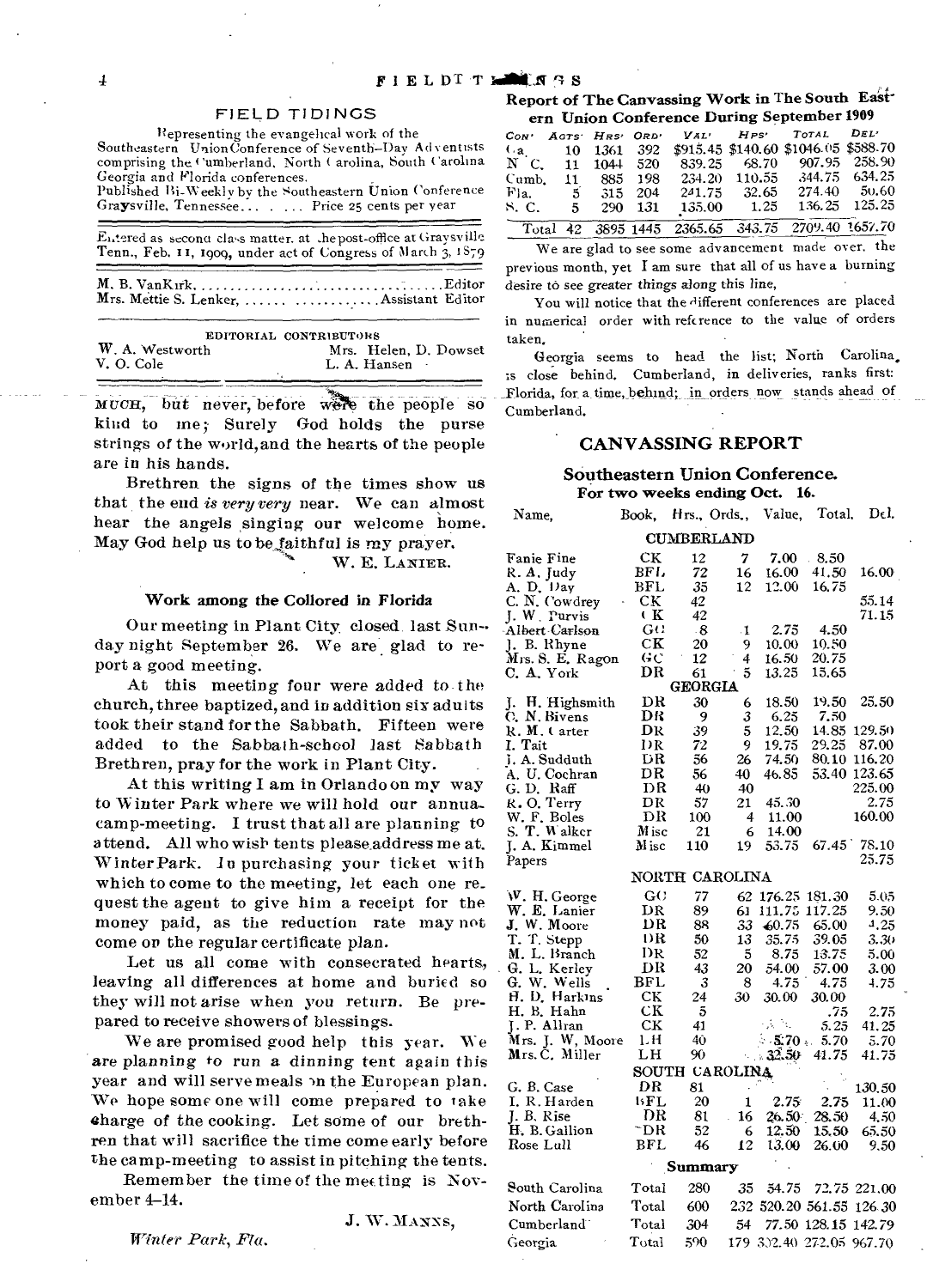## FIELD TIDINGS

Representing the evangelical work of the Southeastern Union Conference of Seventh-Day Adventists comprising the Cumberland, North Carolina, South Carolina Georgia and Florida conferences.
Published Bi-Weekly by the Southeastern Union Conference Graysville, Tennessee... . ... Price 25 cents per year

Entered as second class matter. at the post-office at Graysville Tenn., Feb. 11, 1909, under act of Congress of March 3, 1879

M. B. VanKirk.......................................Editor
Mrs. Mettie S. Lenker, ...... ............Assistant Editor

EDITORIAL CONTRIBUTORS

W. A. Westworth — Mrs. Helen, D. Dowset
V. O. Cole — L. A. Hansen

MUCH, but never, before were the people so kind to me; Surely God holds the purse strings of the world, and the hearts of the people are in his hands.

Brethren the signs of the times show us that the end *is very very* near. We can almost hear the angels singing our welcome home. May God help us to be faithful is my prayer.

W. E. LANIER.

### Work among the Collored in Florida

Our meeting in Plant City closed last Sunday night September 26. We are glad to report a good meeting.

At this meeting four were added to the church, three baptized, and in addition six adults took their stand for the Sabbath. Fifteen were added to the Sabbath-school last Sabbath Brethren, pray for the work in Plant City.

At this writing I am in Orlando on my way to Winter Park where we will hold our annual camp-meeting. I trust that all are planning to attend. All who wish tents please address me at Winter Park. In purchasing your ticket with which to come to the meeting, let each one request the agent to give him a receipt for the money paid, as the reduction rate may not come on the regular certificate plan.

Let us all come with consecrated hearts, leaving all differences at home and buried so they will not arise when you return. Be prepared to receive showers of blessings.

We are promised good help this year. We are planning to run a dinning tent again this year and will serve meals on the European plan. We hope some one will come prepared to take charge of the cooking. Let some of our brethren that will sacrifice the time come early before the camp-meeting to assist in pitching the tents.

Remember the time of the meeting is November 4–14.

J. W. MANNS,

*Winter Park, Fla.*

### Report of The Canvassing Work in The South Eastern Union Conference During September 1909

| CON' | AGTS' | HRS' | ORD' | VAL' | HPS' | TOTAL | DEL' |
|---|---|---|---|---|---|---|---|
| Ga. | 10 | 1361 | 392 | $915.45 | $140.60 | $1046.05 | $588.70 |
| N. C. | 11 | 1044 | 520 | 839.25 | 68.70 | 907.95 | 258.90 |
| Cumb. | 11 | 885 | 198 | 234.20 | 110.55 | 344.75 | 634.25 |
| Fla. | 5 | 315 | 204 | 241.75 | 32.65 | 274.40 | 50.60 |
| S. C. | 5 | 290 | 131 | 135.00 | 1.25 | 136.25 | 125.25 |
| Total | 42 | 3895 | 1445 | 2365.65 | 343.75 | 2709.40 | 1657.70 |

We are glad to see some advancement made over the previous month, yet I am sure that all of us have a burning desire to see greater things along this line,

You will notice that the different conferences are placed in numerical order with reference to the value of orders taken.

Georgia seems to head the list; North Carolina, is close behind. Cumberland, in deliveries, ranks first: Florida, for a time, behind; in orders now stands ahead of Cumberland.

## CANVASSING REPORT

### Southeastern Union Conference.
### For two weeks ending Oct. 16.

| Name, | Book, | Hrs., | Ords., | Value, | Total, | Del. |
|---|---|---|---|---|---|---|
| **CUMBERLAND** | | | | | | |
| Fanie Fine | CK | 12 | 7 | 7.00 | 8.50 | |
| R. A. Judy | BFL | 72 | 16 | 16.00 | 41.50 | 16.00 |
| A. D. Day | BFL | 35 | 12 | 12.00 | 16.75 | |
| C. N. Cowdrey | CK | 42 | | | | 55.14 |
| J. W. Purvis | CK | 42 | | | | 71.15 |
| Albert Carlson | GC | 8 | 1 | 2.75 | 4.50 | |
| J. B. Rhyne | CK | 20 | 9 | 10.00 | 10.50 | |
| Mrs. S. E. Ragon | GC | 12 | 4 | 16.50 | 20.75 | |
| C. A. York | DR | 61 | 5 | 13.25 | 15.65 | |
| **GEORGIA** | | | | | | |
| J. H. Highsmith | DR | 30 | 6 | 18.50 | 19.50 | 25.50 |
| C. N. Bivens | DR | 9 | 3 | 6.25 | 7.50 | |
| R. M. Carter | DR | 39 | 5 | 12.50 | 14.85 | 129.50 |
| I. Tait | DR | 72 | 9 | 19.75 | 29.25 | 87.00 |
| J. A. Sudduth | DR | 56 | 26 | 74.50 | 80.10 | 116.20 |
| A. U. Cochran | DR | 56 | 40 | 46.85 | 53.40 | 123.65 |
| G. D. Raff | DR | 40 | 40 | | | 225.00 |
| R. O. Terry | DR | 57 | 21 | 45.30 | | 2.75 |
| W. F. Boles | DR | 100 | 4 | 11.00 | | 160.00 |
| S. T. Walker | Misc | 21 | 6 | 14.00 | | |
| J. A. Kimmel | Misc | 110 | 19 | 53.75 | 67.45 | 78.10 |
| Papers | | | | | | 25.75 |
| **NORTH CAROLINA** | | | | | | |
| W. H. George | GC | 77 | 62 | 176.25 | 181.30 | 5.05 |
| W. E. Lanier | DR | 89 | 61 | 111.75 | 117.25 | 9.50 |
| J. W. Moore | DR | 88 | 33 | 60.75 | 65.00 | 4.25 |
| T. T. Stepp | DR | 50 | 13 | 35.75 | 39.05 | 3.30 |
| M. L. Branch | DR | 52 | 5 | 8.75 | 13.75 | 5.00 |
| G. L. Kerley | DR | 43 | 20 | 54.00 | 57.00 | 3.00 |
| G. W. Wells | BFL | 3 | 8 | 4.75 | 4.75 | 4.75 |
| H. D. Harkins | CK | 24 | 30 | 30.00 | 30.00 | |
| H. B. Hahn | CK | 5 | | | .75 | 2.75 |
| J. P. Allran | CK | 41 | | | 5.25 | 41.25 |
| Mrs. J. W. Moore | LH | 40 | | 5.70 | 5.70 | 5.70 |
| Mrs. C. Miller | LH | 90 | | 32.50 | 41.75 | 41.75 |
| **SOUTH CAROLINA** | | | | | | |
| G. B. Case | DR | 81 | | | | 130.50 |
| I. R. Harden | BFL | 20 | 1 | 2.75 | 2.75 | 11.00 |
| J. B. Rise | DR | 81 | 16 | 26.50 | 28.50 | 4.50 |
| H. B. Gallion | DR | 52 | 6 | 12.50 | 15.50 | 65.50 |
| Rose Lull | BFL | 46 | 12 | 13.00 | 26.00 | 9.50 |
| **Summary** | | | | | | |
| South Carolina | Total | 280 | 35 | 54.75 | 72.75 | 221.00 |
| North Carolina | Total | 600 | 232 | 520.20 | 561.55 | 126.30 |
| Cumberland | Total | 304 | 54 | 77.50 | 128.15 | 142.79 |
| Georgia | Total | 590 | 179 | 302.40 | 272.05 | 967.70 |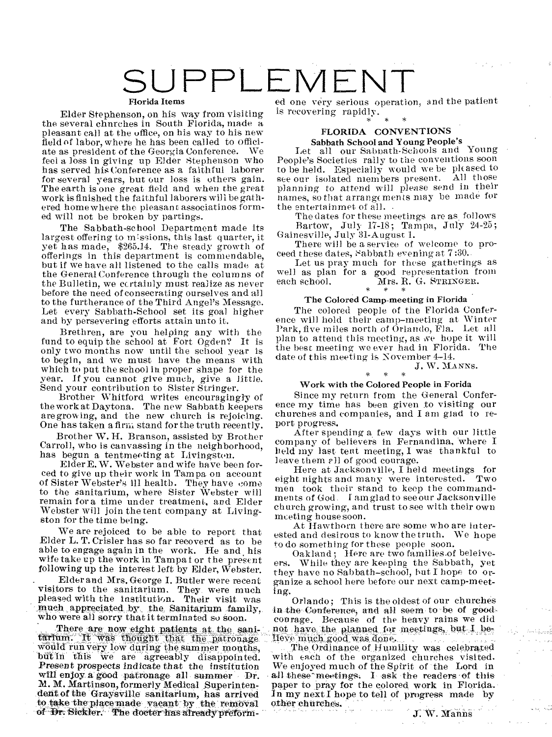# SUPPLEMENT

### Florida Items

Elder Stephenson, on his way from visiting the several chnrches in South Florida, made a pleasant call at the office, on his way to his new field of labor, where he has been called to officiate as president of the Georgia Conference. We feel a loss in giving up Elder Stephenson who has served his Conference as a faithful laborer for several years, but our loss is others gain. The earth is one great field and when the great work is finished the faithful laborers will be gathered home where the pleasant associatinos formed will not be broken by partings.

The Sabbath-school Department made its largest offering to missions, this last quarter, it yet has made, $265.14. The steady growth of offerings in this department is commendable, but if we have all listened to the calls made at the General Conference through the columns of the Bulletin, we certainly must realize as never before the need of consecrating ourselves and all to the furtherance of the Third Angel's Message. Let every Sabbath-School set its goal higher and by persevering efforts attain unto it.

Brethren, are you helping any with the fund to equip the school at Fort Ogden? It is only two months now until the school year is to begin, and we must have the means with which to put the school in proper shape for the year. If you cannot give much, give a little. Send your contribution to Sister Stringer.

Brother Whitford writes encouragingly of the work at Daytona. The new Sabbath keepers are growing, and the new church is rejoicing. One has taken a firm stand for the truth recently.

Brother W. H. Branson, assisted by Brother Carroll, who is canvassing in the neighborhood, has begun a tentmeeting at Livingston.

Elder E. W. Webster and wife have been forced to give up their work in Tampa on account of Sister Webster's ill health. They have come to the sanitarium, where Sister Webster will remain for a time under treatment, and Elder Webster will join the tent company at Livingston for the time being.

We are rejoiced to be able to report that Elder L. T. Crisler has so far recoverd as to be able to engage again in the work. He and his wife take up the work in Tampa for the present following up the interest left by Elder, Webster.

Elder and Mrs. George I. Butler were recent visitors to the sanitarium. They were much pleased with the institution. Their visit was much appreciated by the Sanitarium family, who were all sorry that it terminated so soon.

There are now eight patients at the sanitarium. It was thought that the patronage would run very low during the summer months, but in this we are agreeably disappointed. Present prospects indicate that the institution will enjoy a good patronage all summer Dr. M. M. Martinson, formerly Medical Superintendent of the Graysville sanitarium, has arrived to take the place made vacant by the removal of Dr. Sickler. The doctor has already preformed one very serious operation, and the patient is recovering rapidly.

\* \* \*

### FLORIDA CONVENTIONS

#### Sabbath School and Young People's

Let all our Sabbath-Schools and Young People's Societies rally to the conventions soon to be held. Especially would we be pleased to see our isolated members present. All those planning to attend will please send in their names, so that arrangements may be made for the entertainmet of all.

The dates for these meetings are as follows Bartow, July 17-18; Tampa, July 24-25; Gainesville, July 31-August 1.

There will be a service of welcome to proceed these dates, Sabbath evening at 7:30.

Let us pray much for these gatherings as well as plan for a good representation from each school.

Mrs. R. G. Stringer.

\* \* \*

### The Colored Camp-meeting in Florida

The colored people of the Florida Conference will hold their camp-meeting at Winter Park, five miles north of Orlando, Fla. Let all plan to attend this meeting, as we hope it will the best meeting we ever had in Florida. The date of this meeting is November 4–14.

J. W. Manns.

\* \* \*

### Work with the Colored People in Forida

Since my return from the General Conference my time has been given to visiting our churches and companies, and I am glad to report progress.

After spending a few days with our little company of believers in Fernandina, where I held my last tent meeting, I was thankful to leave them all of good courage.

Here at Jacksonville, I held meetings for eight nights and many were interested. Two men took their stand to keep the commandments of God. I am glad to see our Jacksonville church growing, and trust to see with their own meeting house soon.

At Hawthorn there are some who are interested and desirous to know the truth. We hope to do something for these people soon.

Oakland; Here are two families of beleivers. While they are keeping the Sabbath, yet they have no Sabbath-school, but I hope to organize a school here before our next camp-meeting.

Orlando; This is the oldest of our churches in the Conference, and all seem to be of good courage. Because of the heavy rains we did not have the planned for meetings, but I believe much good was done.

The Ordinance of Humility was celebrated with each of the organized churches visited. We enjoyed much of the Spirit of the Lord in all these meetings. I ask the readers of this paper to pray for the colored work in Florida. In my next I hope to tell of progress made by other churches.

J. W. Manns